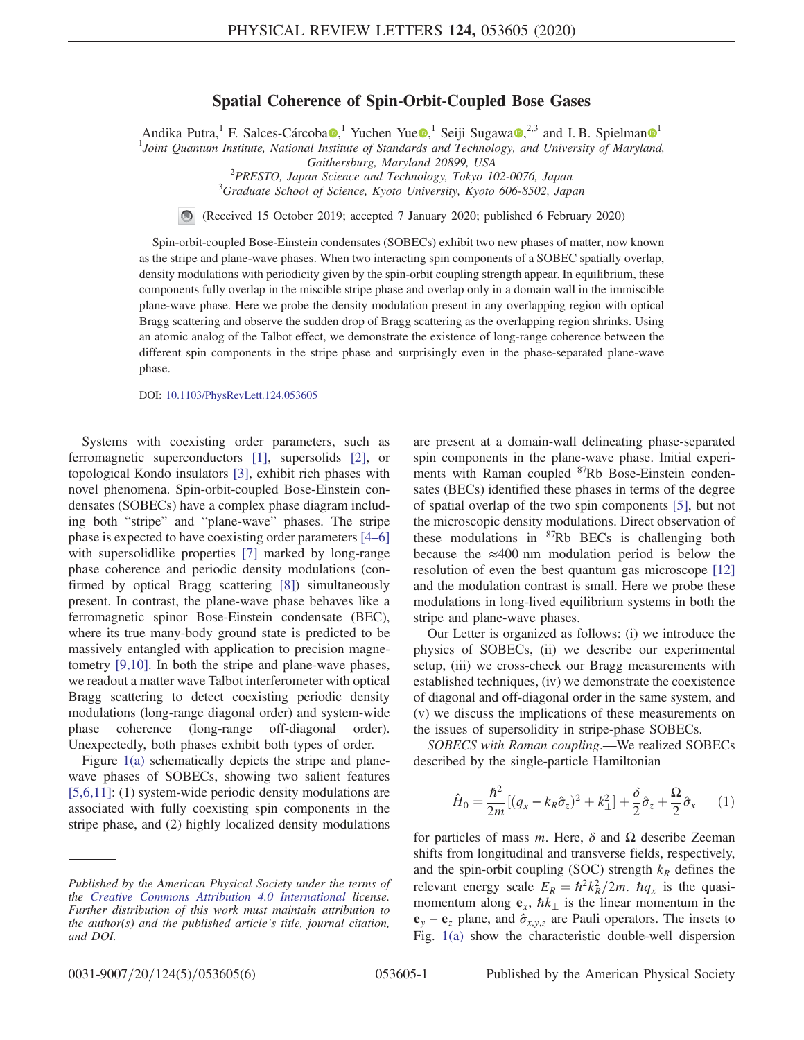# Spatial Coherence of Spin-Orbit-Coupled Bose Gases

Andika Putra,[1] F. Salces-Cárcoba,[1] Yuchen Yue,[1] Seiji Sugawa,[2,3] and I. B. Spielman[1]

[1]Joint Quantum Institute, National Institute of Standards and Technology, and University of Maryland, Gaithersburg, Maryland 20899, USA

[2]PRESTO, Japan Science and Technology, Tokyo 102-0076, Japan

[3]Graduate School of Science, Kyoto University, Kyoto 606-8502, Japan

(Received 15 October 2019; accepted 7 January 2020; published 6 February 2020)

Spin-orbit-coupled Bose-Einstein condensates (SOBECs) exhibit two new phases of matter, now known as the stripe and plane-wave phases. When two interacting spin components of a SOBEC spatially overlap, density modulations with periodicity given by the spin-orbit coupling strength appear. In equilibrium, these components fully overlap in the miscible stripe phase and overlap only in a domain wall in the immiscible plane-wave phase. Here we probe the density modulation present in any overlapping region with optical Bragg scattering and observe the sudden drop of Bragg scattering as the overlapping region shrinks. Using an atomic analog of the Talbot effect, we demonstrate the existence of long-range coherence between the different spin components in the stripe phase and surprisingly even in the phase-separated plane-wave phase.

DOI: 10.1103/PhysRevLett.124.053605

Systems with coexisting order parameters, such as ferromagnetic superconductors [1], supersolids [2], or topological Kondo insulators [3], exhibit rich phases with novel phenomena. Spin-orbit-coupled Bose-Einstein condensates (SOBECs) have a complex phase diagram including both "stripe" and "plane-wave" phases. The stripe phase is expected to have coexisting order parameters [4–6] with supersolidlike properties [7] marked by long-range phase coherence and periodic density modulations (confirmed by optical Bragg scattering [8]) simultaneously present. In contrast, the plane-wave phase behaves like a ferromagnetic spinor Bose-Einstein condensate (BEC), where its true many-body ground state is predicted to be massively entangled with application to precision magnetometry [9,10]. In both the stripe and plane-wave phases, we readout a matter wave Talbot interferometer with optical Bragg scattering to detect coexisting periodic density modulations (long-range diagonal order) and system-wide phase coherence (long-range off-diagonal order). Unexpectedly, both phases exhibit both types of order.

Figure 1(a) schematically depicts the stripe and plane-wave phases of SOBECs, showing two salient features [5,6,11]: (1) system-wide periodic density modulations are associated with fully coexisting spin components in the stripe phase, and (2) highly localized density modulations are present at a domain-wall delineating phase-separated spin components in the plane-wave phase. Initial experiments with Raman coupled $^{87}$Rb Bose-Einstein condensates (BECs) identified these phases in terms of the degree of spatial overlap of the two spin components [5], but not the microscopic density modulations. Direct observation of these modulations in $^{87}$Rb BECs is challenging both because the $\approx$400 nm modulation period is below the resolution of even the best quantum gas microscope [12] and the modulation contrast is small. Here we probe these modulations in long-lived equilibrium systems in both the stripe and plane-wave phases.

Our Letter is organized as follows: (i) we introduce the physics of SOBECs, (ii) we describe our experimental setup, (iii) we cross-check our Bragg measurements with established techniques, (iv) we demonstrate the coexistence of diagonal and off-diagonal order in the same system, and (v) we discuss the implications of these measurements on the issues of supersolidity in stripe-phase SOBECs.

*SOBECS with Raman coupling.*—We realized SOBECs described by the single-particle Hamiltonian

$$\hat{H}_0 = \frac{\hbar^2}{2m}[(q_x - k_R\hat{\sigma}_z)^2 + k_\perp^2] + \frac{\delta}{2}\hat{\sigma}_z + \frac{\Omega}{2}\hat{\sigma}_x \qquad (1)$$

for particles of mass $m$. Here, $\delta$ and $\Omega$ describe Zeeman shifts from longitudinal and transverse fields, respectively, and the spin-orbit coupling (SOC) strength $k_R$ defines the relevant energy scale $E_R = \hbar^2 k_R^2/2m$. $\hbar q_x$ is the quasi-momentum along $\mathbf{e}_x$, $\hbar k_\perp$ is the linear momentum in the $\mathbf{e}_y - \mathbf{e}_z$ plane, and $\hat{\sigma}_{x,y,z}$ are Pauli operators. The insets to Fig. 1(a) show the characteristic double-well dispersion

*Published by the American Physical Society under the terms of the Creative Commons Attribution 4.0 International license. Further distribution of this work must maintain attribution to the author(s) and the published article's title, journal citation, and DOI.*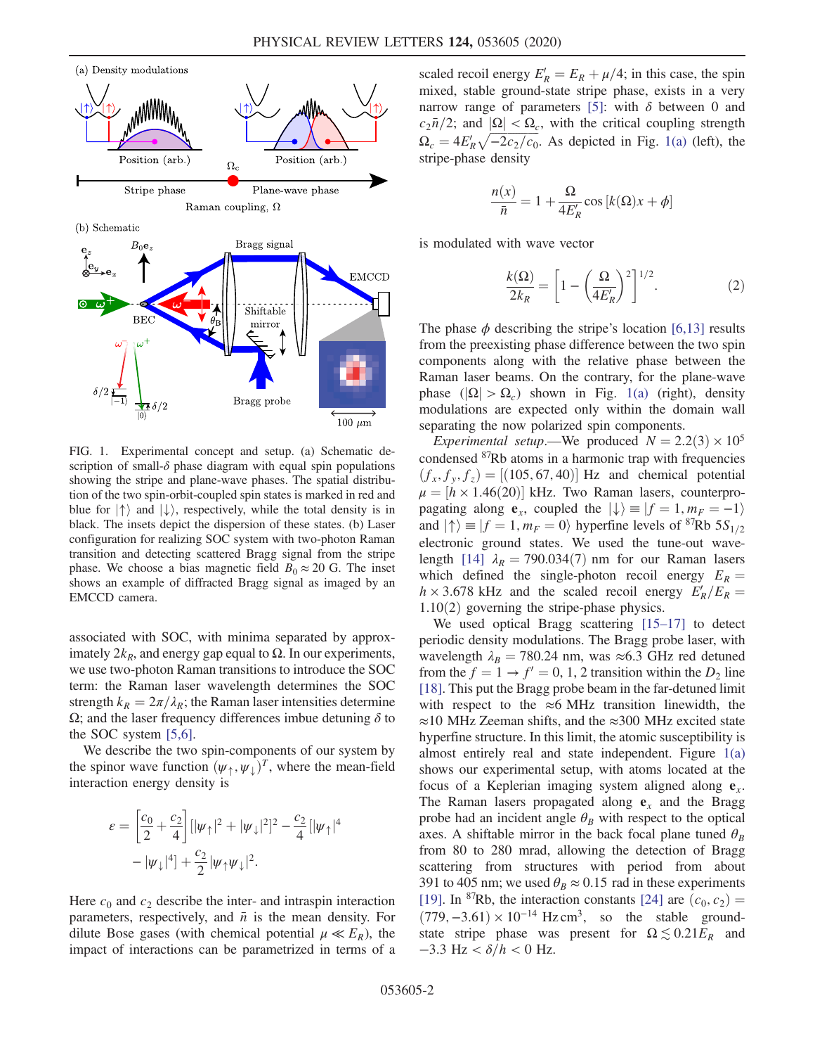FIG. 1. Experimental concept and setup. (a) Schematic description of small-$\delta$ phase diagram with equal spin populations showing the stripe and plane-wave phases. The spatial distribution of the two spin-orbit-coupled spin states is marked in red and blue for $|\uparrow\rangle$ and $|\downarrow\rangle$, respectively, while the total density is in black. The insets depict the dispersion of these states. (b) Laser configuration for realizing SOC system with two-photon Raman transition and detecting scattered Bragg signal from the stripe phase. We choose a bias magnetic field $B_0 \approx 20$ G. The inset shows an example of diffracted Bragg signal as imaged by an EMCCD camera.

associated with SOC, with minima separated by approximately $2k_R$, and energy gap equal to $\Omega$. In our experiments, we use two-photon Raman transitions to introduce the SOC term: the Raman laser wavelength determines the SOC strength $k_R = 2\pi/\lambda_R$; the Raman laser intensities determine $\Omega$; and the laser frequency differences imbue detuning $\delta$ to the SOC system [5,6].

We describe the two spin-components of our system by the spinor wave function $(\psi_\uparrow, \psi_\downarrow)^T$, where the mean-field interaction energy density is

$$\varepsilon = \left[\frac{c_0}{2} + \frac{c_2}{4}\right][|\psi_\uparrow|^2 + |\psi_\downarrow|^2]^2 - \frac{c_2}{4}[|\psi_\uparrow|^4 - |\psi_\downarrow|^4] + \frac{c_2}{2}|\psi_\uparrow \psi_\downarrow|^2.$$

Here $c_0$ and $c_2$ describe the inter- and intraspin interaction parameters, respectively, and $\bar{n}$ is the mean density. For dilute Bose gases (with chemical potential $\mu \ll E_R$), the impact of interactions can be parametrized in terms of a scaled recoil energy $E_R' = E_R + \mu/4$; in this case, the spin mixed, stable ground-state stripe phase, exists in a very narrow range of parameters [5]: with $\delta$ between 0 and $c_2\bar{n}/2$; and $|\Omega| < \Omega_c$, with the critical coupling strength $\Omega_c = 4E_R'\sqrt{-2c_2/c_0}$. As depicted in Fig. 1(a) (left), the stripe-phase density

$$\frac{n(x)}{\bar{n}} = 1 + \frac{\Omega}{4E_R'}\cos\left[k(\Omega)x + \phi\right]$$

is modulated with wave vector

$$\frac{k(\Omega)}{2k_R} = \left[1 - \left(\frac{\Omega}{4E_R'}\right)^2\right]^{1/2}. \tag{2}$$

The phase $\phi$ describing the stripe's location [6,13] results from the preexisting phase difference between the two spin components along with the relative phase between the Raman laser beams. On the contrary, for the plane-wave phase ($|\Omega| > \Omega_c$) shown in Fig. 1(a) (right), density modulations are expected only within the domain wall separating the now polarized spin components.

*Experimental setup.*—We produced $N = 2.2(3) \times 10^5$ condensed $^{87}$Rb atoms in a harmonic trap with frequencies $(f_x, f_y, f_z) = [(105, 67, 40)]$ Hz and chemical potential $\mu = [h \times 1.46(20)]$ kHz. Two Raman lasers, counterpropagating along $\mathbf{e}_x$, coupled the $|\downarrow\rangle \equiv |f = 1, m_F = -1\rangle$ and $|\uparrow\rangle \equiv |f = 1, m_F = 0\rangle$ hyperfine levels of $^{87}$Rb $5S_{1/2}$ electronic ground states. We used the tune-out wavelength [14] $\lambda_R = 790.034(7)$ nm for our Raman lasers which defined the single-photon recoil energy $E_R = h \times 3.678$ kHz and the scaled recoil energy $E_R'/E_R = 1.10(2)$ governing the stripe-phase physics.

We used optical Bragg scattering [15–17] to detect periodic density modulations. The Bragg probe laser, with wavelength $\lambda_B = 780.24$ nm, was $\approx 6.3$ GHz red detuned from the $f = 1 \to f' = 0, 1, 2$ transition within the $D_2$ line [18]. This put the Bragg probe beam in the far-detuned limit with respect to the $\approx 6$ MHz transition linewidth, the $\approx 10$ MHz Zeeman shifts, and the $\approx 300$ MHz excited state hyperfine structure. In this limit, the atomic susceptibility is almost entirely real and state independent. Figure 1(a) shows our experimental setup, with atoms located at the focus of a Keplerian imaging system aligned along $\mathbf{e}_x$. The Raman lasers propagated along $\mathbf{e}_x$ and the Bragg probe had an incident angle $\theta_B$ with respect to the optical axes. A shiftable mirror in the back focal plane tuned $\theta_B$ from 80 to 280 mrad, allowing the detection of Bragg scattering from structures with period from about 391 to 405 nm; we used $\theta_B \approx 0.15$ rad in these experiments [19]. In $^{87}$Rb, the interaction constants [24] are $(c_0, c_2) = (779, -3.61) \times 10^{-14}$ Hz cm$^3$, so the stable ground-state stripe phase was present for $\Omega \lesssim 0.21 E_R$ and $-3.3$ Hz $< \delta/h < 0$ Hz.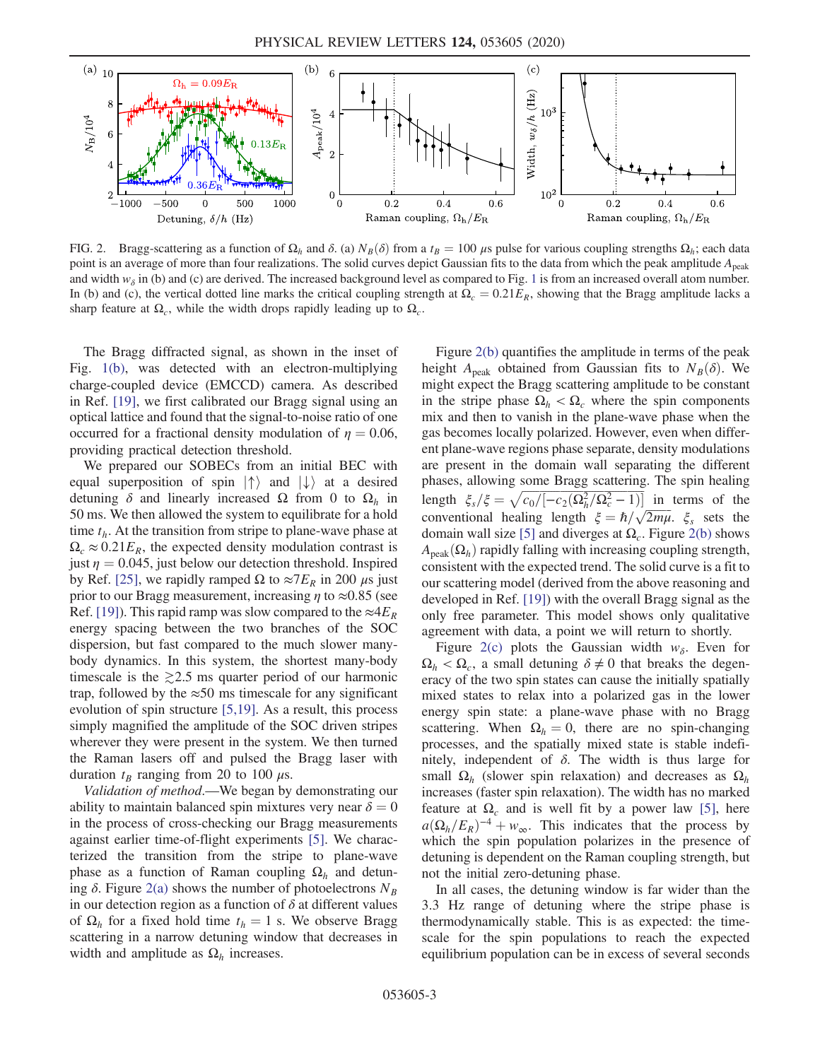FIG. 2. Bragg-scattering as a function of $\Omega_h$ and $\delta$. (a) $N_B(\delta)$ from a $t_B = 100\ \mu$s pulse for various coupling strengths $\Omega_h$; each data point is an average of more than four realizations. The solid curves depict Gaussian fits to the data from which the peak amplitude $A_{\rm peak}$ and width $w_\delta$ in (b) and (c) are derived. The increased background level as compared to Fig. 1 is from an increased overall atom number. In (b) and (c), the vertical dotted line marks the critical coupling strength at $\Omega_c = 0.21 E_R$, showing that the Bragg amplitude lacks a sharp feature at $\Omega_c$, while the width drops rapidly leading up to $\Omega_c$.

The Bragg diffracted signal, as shown in the inset of Fig. 1(b), was detected with an electron-multiplying charge-coupled device (EMCCD) camera. As described in Ref. [19], we first calibrated our Bragg signal using an optical lattice and found that the signal-to-noise ratio of one occurred for a fractional density modulation of $\eta = 0.06$, providing practical detection threshold.

We prepared our SOBECs from an initial BEC with equal superposition of spin $|\uparrow\rangle$ and $|\downarrow\rangle$ at a desired detuning $\delta$ and linearly increased $\Omega$ from 0 to $\Omega_h$ in 50 ms. We then allowed the system to equilibrate for a hold time $t_h$. At the transition from stripe to plane-wave phase at $\Omega_c \approx 0.21 E_R$, the expected density modulation contrast is just $\eta = 0.045$, just below our detection threshold. Inspired by Ref. [25], we rapidly ramped $\Omega$ to $\approx 7 E_R$ in 200 $\mu$s just prior to our Bragg measurement, increasing $\eta$ to $\approx 0.85$ (see Ref. [19]). This rapid ramp was slow compared to the $\approx 4 E_R$ energy spacing between the two branches of the SOC dispersion, but fast compared to the much slower many-body dynamics. In this system, the shortest many-body timescale is the $\gtrsim 2.5$ ms quarter period of our harmonic trap, followed by the $\approx 50$ ms timescale for any significant evolution of spin structure [5,19]. As a result, this process simply magnified the amplitude of the SOC driven stripes wherever they were present in the system. We then turned the Raman lasers off and pulsed the Bragg laser with duration $t_B$ ranging from 20 to 100 $\mu$s.

*Validation of method*.—We began by demonstrating our ability to maintain balanced spin mixtures very near $\delta = 0$ in the process of cross-checking our Bragg measurements against earlier time-of-flight experiments [5]. We characterized the transition from the stripe to plane-wave phase as a function of Raman coupling $\Omega_h$ and detuning $\delta$. Figure 2(a) shows the number of photoelectrons $N_B$ in our detection region as a function of $\delta$ at different values of $\Omega_h$ for a fixed hold time $t_h = 1$ s. We observe Bragg scattering in a narrow detuning window that decreases in width and amplitude as $\Omega_h$ increases.

Figure 2(b) quantifies the amplitude in terms of the peak height $A_{\rm peak}$ obtained from Gaussian fits to $N_B(\delta)$. We might expect the Bragg scattering amplitude to be constant in the stripe phase $\Omega_h < \Omega_c$ where the spin components mix and then to vanish in the plane-wave phase when the gas becomes locally polarized. However, even when different plane-wave regions phase separate, density modulations are present in the domain wall separating the different phases, allowing some Bragg scattering. The spin healing length $\xi_s/\xi = \sqrt{c_0/[-c_2(\Omega_h^2/\Omega_c^2 - 1)]}$ in terms of the conventional healing length $\xi = \hbar/\sqrt{2m\mu}$. $\xi_s$ sets the domain wall size [5] and diverges at $\Omega_c$. Figure 2(b) shows $A_{\rm peak}(\Omega_h)$ rapidly falling with increasing coupling strength, consistent with the expected trend. The solid curve is a fit to our scattering model (derived from the above reasoning and developed in Ref. [19]) with the overall Bragg signal as the only free parameter. This model shows only qualitative agreement with data, a point we will return to shortly.

Figure 2(c) plots the Gaussian width $w_\delta$. Even for $\Omega_h < \Omega_c$, a small detuning $\delta \neq 0$ that breaks the degeneracy of the two spin states can cause the initially spatially mixed states to relax into a polarized gas in the lower energy spin state: a plane-wave phase with no Bragg scattering. When $\Omega_h = 0$, there are no spin-changing processes, and the spatially mixed state is stable indefinitely, independent of $\delta$. The width is thus large for small $\Omega_h$ (slower spin relaxation) and decreases as $\Omega_h$ increases (faster spin relaxation). The width has no marked feature at $\Omega_c$ and is well fit by a power law [5], here $a(\Omega_h/E_R)^{-4} + w_\infty$. This indicates that the process by which the spin population polarizes in the presence of detuning is dependent on the Raman coupling strength, but not the initial zero-detuning phase.

In all cases, the detuning window is far wider than the 3.3 Hz range of detuning where the stripe phase is thermodynamically stable. This is as expected: the timescale for the spin populations to reach the expected equilibrium population can be in excess of several seconds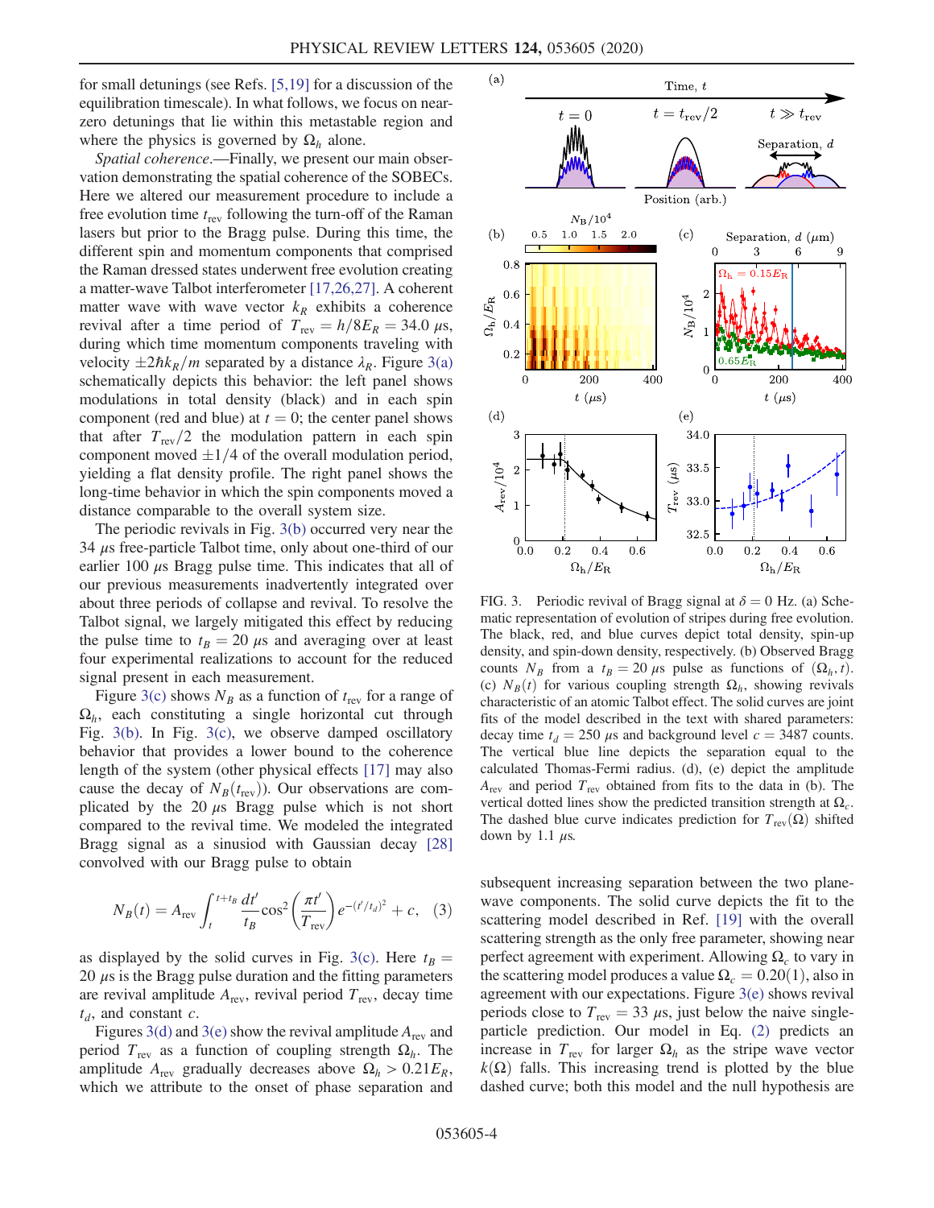for small detunings (see Refs. [5,19] for a discussion of the equilibration timescale). In what follows, we focus on near-zero detunings that lie within this metastable region and where the physics is governed by $\Omega_h$ alone.

*Spatial coherence*.—Finally, we present our main observation demonstrating the spatial coherence of the SOBECs. Here we altered our measurement procedure to include a free evolution time $t_{\rm rev}$ following the turn-off of the Raman lasers but prior to the Bragg pulse. During this time, the different spin and momentum components that comprised the Raman dressed states underwent free evolution creating a matter-wave Talbot interferometer [17,26,27]. A coherent matter wave with wave vector $k_R$ exhibits a coherence revival after a time period of $T_{\rm rev} = h/8E_R = 34.0\ \mu$s, during which time momentum components traveling with velocity $\pm 2\hbar k_R/m$ separated by a distance $\lambda_R$. Figure 3(a) schematically depicts this behavior: the left panel shows modulations in total density (black) and in each spin component (red and blue) at $t = 0$; the center panel shows that after $T_{\rm rev}/2$ the modulation pattern in each spin component moved $\pm 1/4$ of the overall modulation period, yielding a flat density profile. The right panel shows the long-time behavior in which the spin components moved a distance comparable to the overall system size.

The periodic revivals in Fig. 3(b) occurred very near the 34 $\mu$s free-particle Talbot time, only about one-third of our earlier 100 $\mu$s Bragg pulse time. This indicates that all of our previous measurements inadvertently integrated over about three periods of collapse and revival. To resolve the Talbot signal, we largely mitigated this effect by reducing the pulse time to $t_B = 20\ \mu$s and averaging over at least four experimental realizations to account for the reduced signal present in each measurement.

Figure 3(c) shows $N_B$ as a function of $t_{\rm rev}$ for a range of $\Omega_h$, each constituting a single horizontal cut through Fig. 3(b). In Fig. 3(c), we observe damped oscillatory behavior that provides a lower bound to the coherence length of the system (other physical effects [17] may also cause the decay of $N_B(t_{\rm rev})$). Our observations are complicated by the 20 $\mu$s Bragg pulse which is not short compared to the revival time. We modeled the integrated Bragg signal as a sinusoid with Gaussian decay [28] convolved with our Bragg pulse to obtain

$$N_B(t) = A_{\rm rev} \int_t^{t+t_B} \frac{dt'}{t_B} \cos^2\left(\frac{\pi t'}{T_{\rm rev}}\right) e^{-(t'/t_d)^2} + c, \quad (3)$$

as displayed by the solid curves in Fig. 3(c). Here $t_B = 20\ \mu$s is the Bragg pulse duration and the fitting parameters are revival amplitude $A_{\rm rev}$, revival period $T_{\rm rev}$, decay time $t_d$, and constant $c$.

Figures 3(d) and 3(e) show the revival amplitude $A_{\rm rev}$ and period $T_{\rm rev}$ as a function of coupling strength $\Omega_h$. The amplitude $A_{\rm rev}$ gradually decreases above $\Omega_h > 0.21 E_R$, which we attribute to the onset of phase separation and subsequent increasing separation between the two plane-wave components. The solid curve depicts the fit to the scattering model described in Ref. [19] with the overall scattering strength as the only free parameter, showing near perfect agreement with experiment. Allowing $\Omega_c$ to vary in the scattering model produces a value $\Omega_c = 0.20(1)$, also in agreement with our expectations. Figure 3(e) shows revival periods close to $T_{\rm rev} = 33\ \mu$s, just below the naive single-particle prediction. Our model in Eq. (2) predicts an increase in $T_{\rm rev}$ for larger $\Omega_h$ as the stripe wave vector $k(\Omega)$ falls. This increasing trend is plotted by the blue dashed curve; both this model and the null hypothesis are

FIG. 3. Periodic revival of Bragg signal at $\delta = 0$ Hz. (a) Schematic representation of evolution of stripes during free evolution. The black, red, and blue curves depict total density, spin-up density, and spin-down density, respectively. (b) Observed Bragg counts $N_B$ from a $t_B = 20\ \mu$s pulse as functions of $(\Omega_h, t)$. (c) $N_B(t)$ for various coupling strength $\Omega_h$, showing revivals characteristic of an atomic Talbot effect. The solid curves are joint fits of the model described in the text with shared parameters: decay time $t_d = 250\ \mu$s and background level $c = 3487$ counts. The vertical blue line depicts the separation equal to the calculated Thomas-Fermi radius. (d), (e) depict the amplitude $A_{\rm rev}$ and period $T_{\rm rev}$ obtained from fits to the data in (b). The vertical dotted lines show the predicted transition strength at $\Omega_c$. The dashed blue curve indicates prediction for $T_{\rm rev}(\Omega)$ shifted down by 1.1 $\mu$s.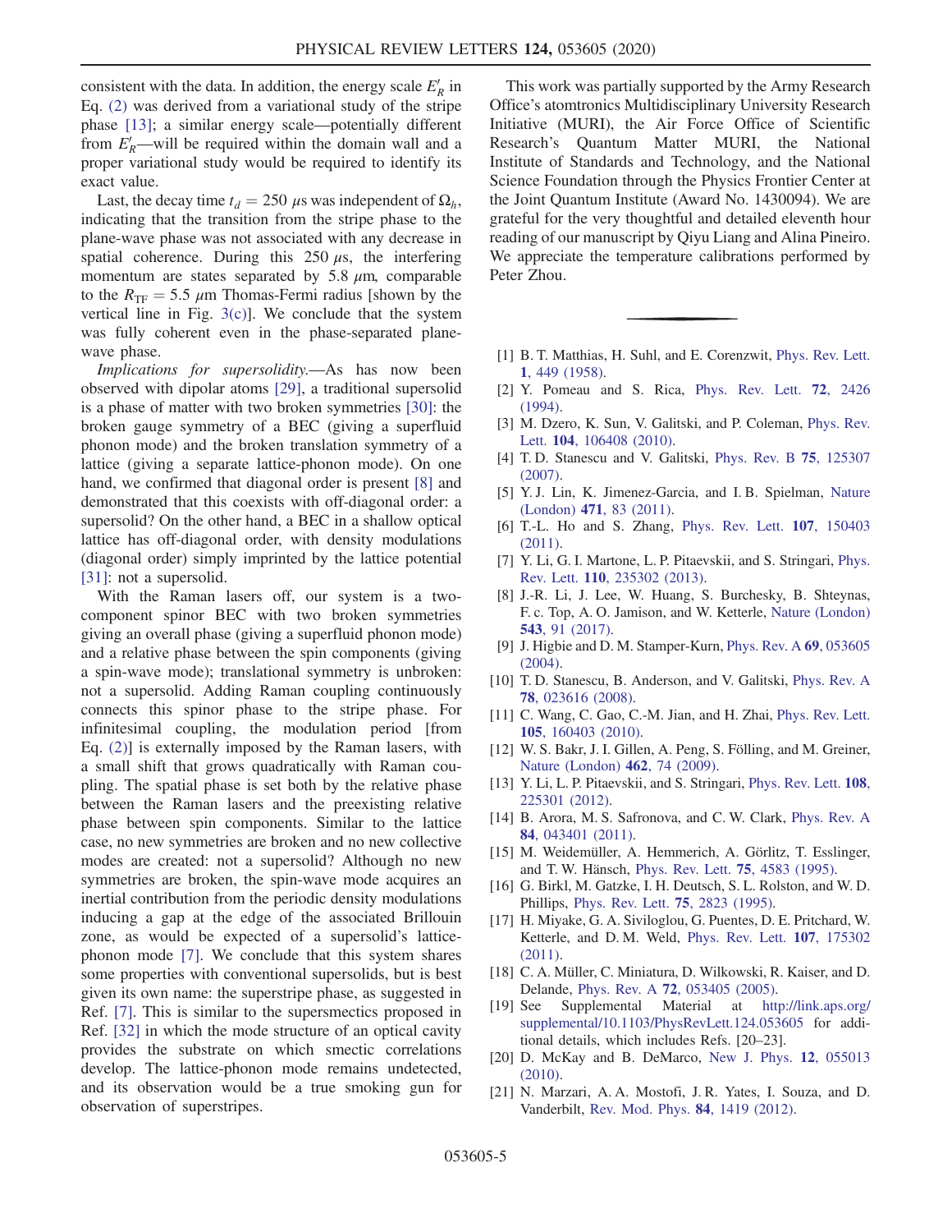consistent with the data. In addition, the energy scale $E'_R$ in Eq. (2) was derived from a variational study of the stripe phase [13]; a similar energy scale—potentially different from $E'_R$—will be required within the domain wall and a proper variational study would be required to identify its exact value.

Last, the decay time $t_d = 250\ \mu$s was independent of $\Omega_h$, indicating that the transition from the stripe phase to the plane-wave phase was not associated with any decrease in spatial coherence. During this $250\ \mu$s, the interfering momentum are states separated by $5.8\ \mu$m, comparable to the $R_{\mathrm{TF}} = 5.5\ \mu$m Thomas-Fermi radius [shown by the vertical line in Fig. 3(c)]. We conclude that the system was fully coherent even in the phase-separated plane-wave phase.

*Implications for supersolidity.*—As has now been observed with dipolar atoms [29], a traditional supersolid is a phase of matter with two broken symmetries [30]: the broken gauge symmetry of a BEC (giving a superfluid phonon mode) and the broken translation symmetry of a lattice (giving a separate lattice-phonon mode). On one hand, we confirmed that diagonal order is present [8] and demonstrated that this coexists with off-diagonal order: a supersolid? On the other hand, a BEC in a shallow optical lattice has off-diagonal order, with density modulations (diagonal order) simply imprinted by the lattice potential [31]: not a supersolid.

With the Raman lasers off, our system is a two-component spinor BEC with two broken symmetries giving an overall phase (giving a superfluid phonon mode) and a relative phase between the spin components (giving a spin-wave mode); translational symmetry is unbroken: not a supersolid. Adding Raman coupling continuously connects this spinor phase to the stripe phase. For infinitesimal coupling, the modulation period [from Eq. (2)] is externally imposed by the Raman lasers, with a small shift that grows quadratically with Raman coupling. The spatial phase is set both by the relative phase between the Raman lasers and the preexisting relative phase between spin components. Similar to the lattice case, no new symmetries are broken and no new collective modes are created: not a supersolid? Although no new symmetries are broken, the spin-wave mode acquires an inertial contribution from the periodic density modulations inducing a gap at the edge of the associated Brillouin zone, as would be expected of a supersolid's lattice-phonon mode [7]. We conclude that this system shares some properties with conventional supersolids, but is best given its own name: the superstripe phase, as suggested in Ref. [7]. This is similar to the supersmectics proposed in Ref. [32] in which the mode structure of an optical cavity provides the substrate on which smectic correlations develop. The lattice-phonon mode remains undetected, and its observation would be a true smoking gun for observation of superstripes.

This work was partially supported by the Army Research Office's atomtronics Multidisciplinary University Research Initiative (MURI), the Air Force Office of Scientific Research's Quantum Matter MURI, the National Institute of Standards and Technology, and the National Science Foundation through the Physics Frontier Center at the Joint Quantum Institute (Award No. 1430094). We are grateful for the very thoughtful and detailed eleventh hour reading of our manuscript by Qiyu Liang and Alina Pineiro. We appreciate the temperature calibrations performed by Peter Zhou.

---

[1] B. T. Matthias, H. Suhl, and E. Corenzwit, Phys. Rev. Lett. **1**, 449 (1958).

[2] Y. Pomeau and S. Rica, Phys. Rev. Lett. **72**, 2426 (1994).

[3] M. Dzero, K. Sun, V. Galitski, and P. Coleman, Phys. Rev. Lett. **104**, 106408 (2010).

[4] T. D. Stanescu and V. Galitski, Phys. Rev. B **75**, 125307 (2007).

[5] Y. J. Lin, K. Jimenez-Garcia, and I. B. Spielman, Nature (London) **471**, 83 (2011).

[6] T.-L. Ho and S. Zhang, Phys. Rev. Lett. **107**, 150403 (2011).

[7] Y. Li, G. I. Martone, L. P. Pitaevskii, and S. Stringari, Phys. Rev. Lett. **110**, 235302 (2013).

[8] J.-R. Li, J. Lee, W. Huang, S. Burchesky, B. Shteynas, F. c. Top, A. O. Jamison, and W. Ketterle, Nature (London) **543**, 91 (2017).

[9] J. Higbie and D. M. Stamper-Kurn, Phys. Rev. A **69**, 053605 (2004).

[10] T. D. Stanescu, B. Anderson, and V. Galitski, Phys. Rev. A **78**, 023616 (2008).

[11] C. Wang, C. Gao, C.-M. Jian, and H. Zhai, Phys. Rev. Lett. **105**, 160403 (2010).

[12] W. S. Bakr, J. I. Gillen, A. Peng, S. Fölling, and M. Greiner, Nature (London) **462**, 74 (2009).

[13] Y. Li, L. P. Pitaevskii, and S. Stringari, Phys. Rev. Lett. **108**, 225301 (2012).

[14] B. Arora, M. S. Safronova, and C. W. Clark, Phys. Rev. A **84**, 043401 (2011).

[15] M. Weidemüller, A. Hemmerich, A. Görlitz, T. Esslinger, and T. W. Hänsch, Phys. Rev. Lett. **75**, 4583 (1995).

[16] G. Birkl, M. Gatzke, I. H. Deutsch, S. L. Rolston, and W. D. Phillips, Phys. Rev. Lett. **75**, 2823 (1995).

[17] H. Miyake, G. A. Siviloglou, G. Puentes, D. E. Pritchard, W. Ketterle, and D. M. Weld, Phys. Rev. Lett. **107**, 175302 (2011).

[18] C. A. Müller, C. Miniatura, D. Wilkowski, R. Kaiser, and D. Delande, Phys. Rev. A **72**, 053405 (2005).

[19] See Supplemental Material at http://link.aps.org/supplemental/10.1103/PhysRevLett.124.053605 for additional details, which includes Refs. [20–23].

[20] D. McKay and B. DeMarco, New J. Phys. **12**, 055013 (2010).

[21] N. Marzari, A. A. Mostofi, J. R. Yates, I. Souza, and D. Vanderbilt, Rev. Mod. Phys. **84**, 1419 (2012).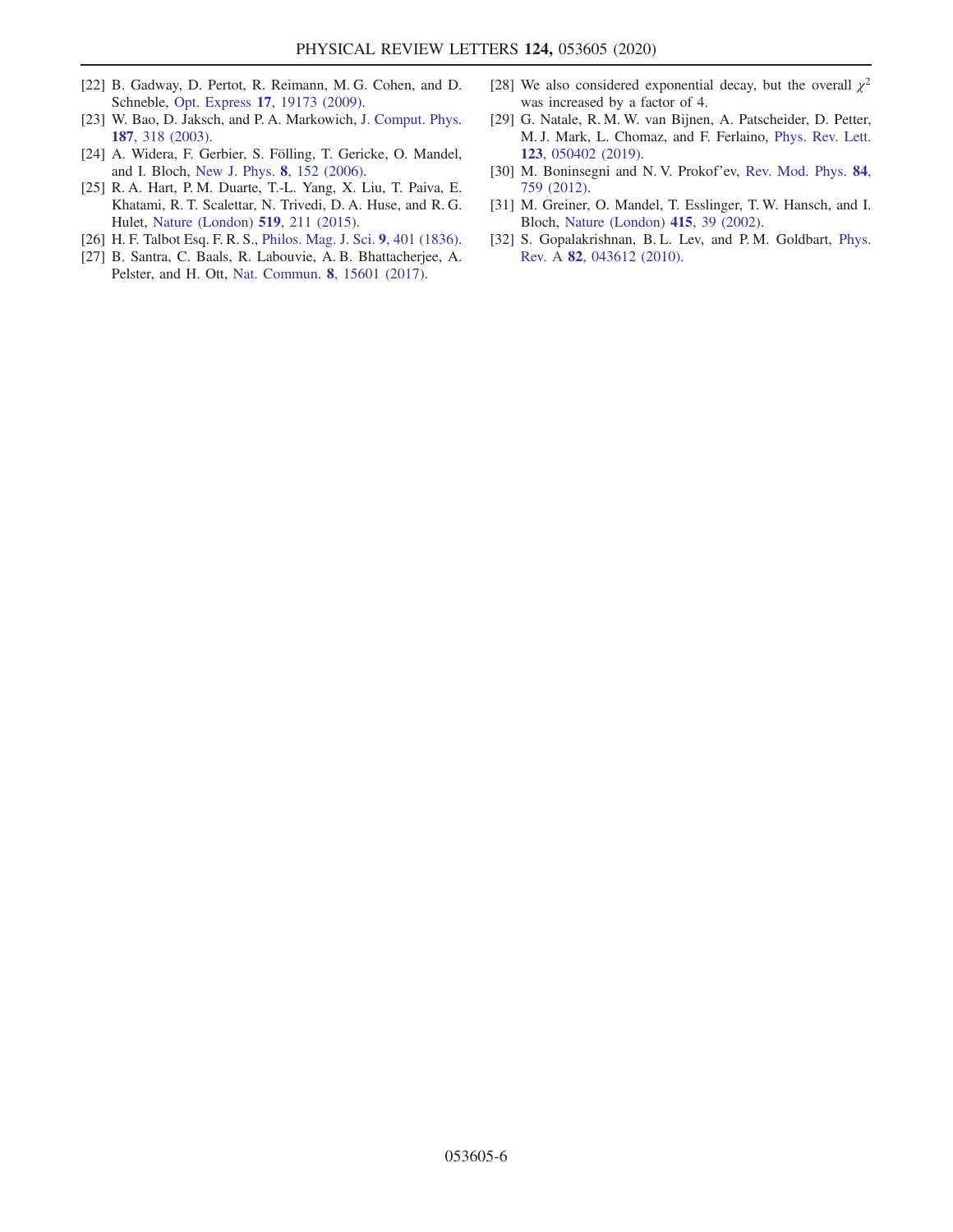[22] B. Gadway, D. Pertot, R. Reimann, M. G. Cohen, and D. Schneble, Opt. Express **17**, 19173 (2009).

[23] W. Bao, D. Jaksch, and P. A. Markowich, J. Comput. Phys. **187**, 318 (2003).

[24] A. Widera, F. Gerbier, S. Fölling, T. Gericke, O. Mandel, and I. Bloch, New J. Phys. **8**, 152 (2006).

[25] R. A. Hart, P. M. Duarte, T.-L. Yang, X. Liu, T. Paiva, E. Khatami, R. T. Scalettar, N. Trivedi, D. A. Huse, and R. G. Hulet, Nature (London) **519**, 211 (2015).

[26] H. F. Talbot Esq. F. R. S., Philos. Mag. J. Sci. **9**, 401 (1836).

[27] B. Santra, C. Baals, R. Labouvie, A. B. Bhattacherjee, A. Pelster, and H. Ott, Nat. Commun. **8**, 15601 (2017).

[28] We also considered exponential decay, but the overall $\chi^2$ was increased by a factor of 4.

[29] G. Natale, R. M. W. van Bijnen, A. Patscheider, D. Petter, M. J. Mark, L. Chomaz, and F. Ferlaino, Phys. Rev. Lett. **123**, 050402 (2019).

[30] M. Boninsegni and N. V. Prokof'ev, Rev. Mod. Phys. **84**, 759 (2012).

[31] M. Greiner, O. Mandel, T. Esslinger, T. W. Hansch, and I. Bloch, Nature (London) **415**, 39 (2002).

[32] S. Gopalakrishnan, B. L. Lev, and P. M. Goldbart, Phys. Rev. A **82**, 043612 (2010).